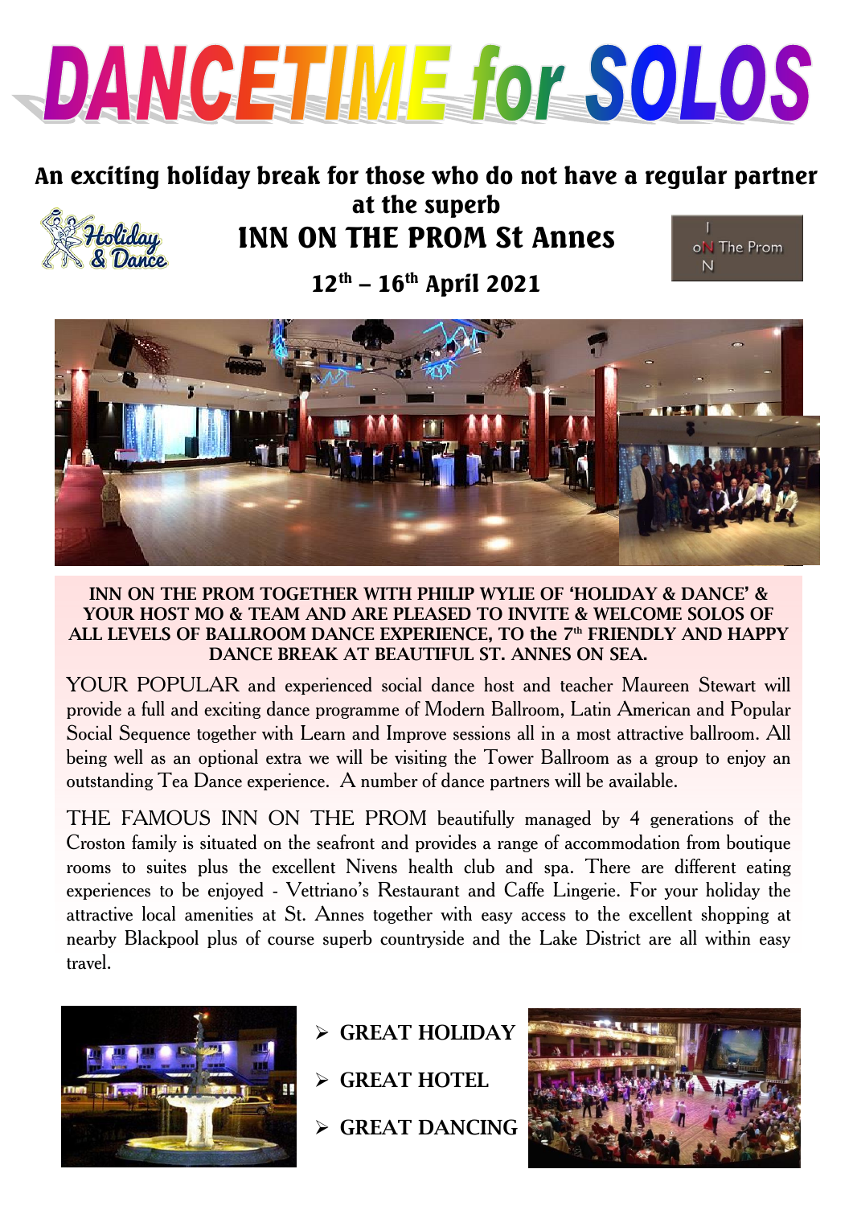# DANCETIME for SOLOS

## An exciting holiday break for those who do not have a regular partner at the superb

## INN ON THE PROM St Annes

## 12th – 16th April 2021

**INN ON THE PROM TOGETHER WITH PHILIP WYLIE OF 'HOLIDAY & DANCE' & YOUR HOST MO & TEAM AND ARE PLEASED TO INVITE & WELCOME SOLOS OF ALL LEVELS OF BALLROOM DANCE EXPERIENCE, TO the 7th FRIENDLY AND HAPPY DANCE BREAK AT BEAUTIFUL ST. ANNES ON SEA.**

YOUR POPULAR and experienced social dance host and teacher Maureen Stewart will provide a full and exciting dance programme of Modern Ballroom, Latin American and Popular Social Sequence together with Learn and Improve sessions all in a most attractive ballroom. All being well as an optional extra we will be visiting the Tower Ballroom as a group to enjoy an outstanding Tea Dance experience. A number of dance partners will be available.

THE FAMOUS INN ON THE PROM beautifully managed by 4 generations of the Croston family is situated on the seafront and provides a range of accommodation from boutique rooms to suites plus the excellent Nivens health club and spa. There are different eating experiences to be enjoyed - Vettriano's Restaurant and Caffe Lingerie. For your holiday the attractive local amenities at St. Annes together with easy access to the excellent shopping at nearby Blackpool plus of course superb countryside and the Lake District are all within easy travel.

- **GREAT HOLIDAY**
- **GREAT HOTEL**
- **GREAT DANCING**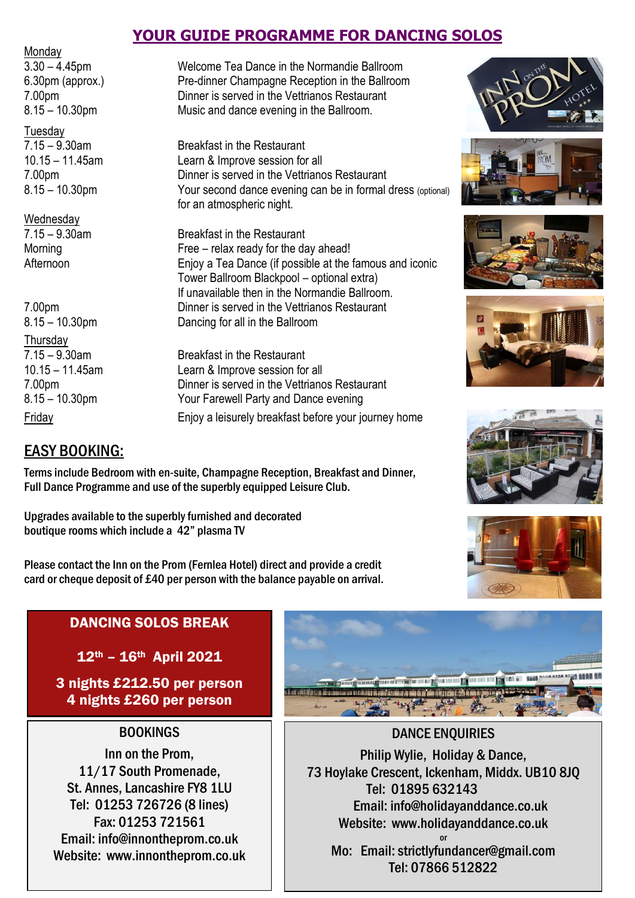# YOUR GUIDE PROGRAMME FOR DANCING SOLOS

| | |
|---|---|
| Monday | |
| 3.30 – 4.45pm | Welcome Tea Dance in the Normandie Ballroom |
| 6.30pm (approx.) | Pre-dinner Champagne Reception in the Ballroom |
| 7.00pm | Dinner is served in the Vettrianos Restaurant |
| 8.15 – 10.30pm | Music and dance evening in the Ballroom. |
| Tuesday | |
| 7.15 – 9.30am | Breakfast in the Restaurant |
| 10.15 – 11.45am | Learn & Improve session for all |
| 7.00pm | Dinner is served in the Vettrianos Restaurant |
| 8.15 – 10.30pm | Your second dance evening can be in formal dress (optional) for an atmospheric night. |
| Wednesday | |
| 7.15 – 9.30am | Breakfast in the Restaurant |
| Morning | Free – relax ready for the day ahead! |
| Afternoon | Enjoy a Tea Dance (if possible at the famous and iconic Tower Ballroom Blackpool – optional extra) If unavailable then in the Normandie Ballroom. |
| 7.00pm | Dinner is served in the Vettrianos Restaurant |
| 8.15 – 10.30pm | Dancing for all in the Ballroom |
| Thursday | |
| 7.15 – 9.30am | Breakfast in the Restaurant |
| 10.15 – 11.45am | Learn & Improve session for all |
| 7.00pm | Dinner is served in the Vettrianos Restaurant |
| 8.15 – 10.30pm | Your Farewell Party and Dance evening |
| Friday | Enjoy a leisurely breakfast before your journey home |

## EASY BOOKING:

**Terms include Bedroom with en-suite, Champagne Reception, Breakfast and Dinner, Full Dance Programme and use of the superbly equipped Leisure Club.**

**Upgrades available to the superbly furnished and decorated boutique rooms which include a 42" plasma TV**

**Please contact the Inn on the Prom (Fernlea Hotel) direct and provide a credit card or cheque deposit of £40 per person with the balance payable on arrival.**

**DANCING SOLOS BREAK**

**12th – 16th April 2021**

**3 nights £212.50 per person**
**4 nights £260 per person**

### BOOKINGS

Inn on the Prom,
11/17 South Promenade,
St. Annes, Lancashire FY8 1LU
Tel: 01253 726726 (8 lines)
Fax: 01253 721561
Email: info@innontheprom.co.uk
Website: www.innontheprom.co.uk

### DANCE ENQUIRIES

Philip Wylie, Holiday & Dance,
73 Hoylake Crescent, Ickenham, Middx. UB10 8JQ
Tel: 01895 632143
Email: info@holidayanddance.co.uk
Website: www.holidayanddance.co.uk
or
Mo: Email: strictlyfundancer@gmail.com
Tel: 07866 512822